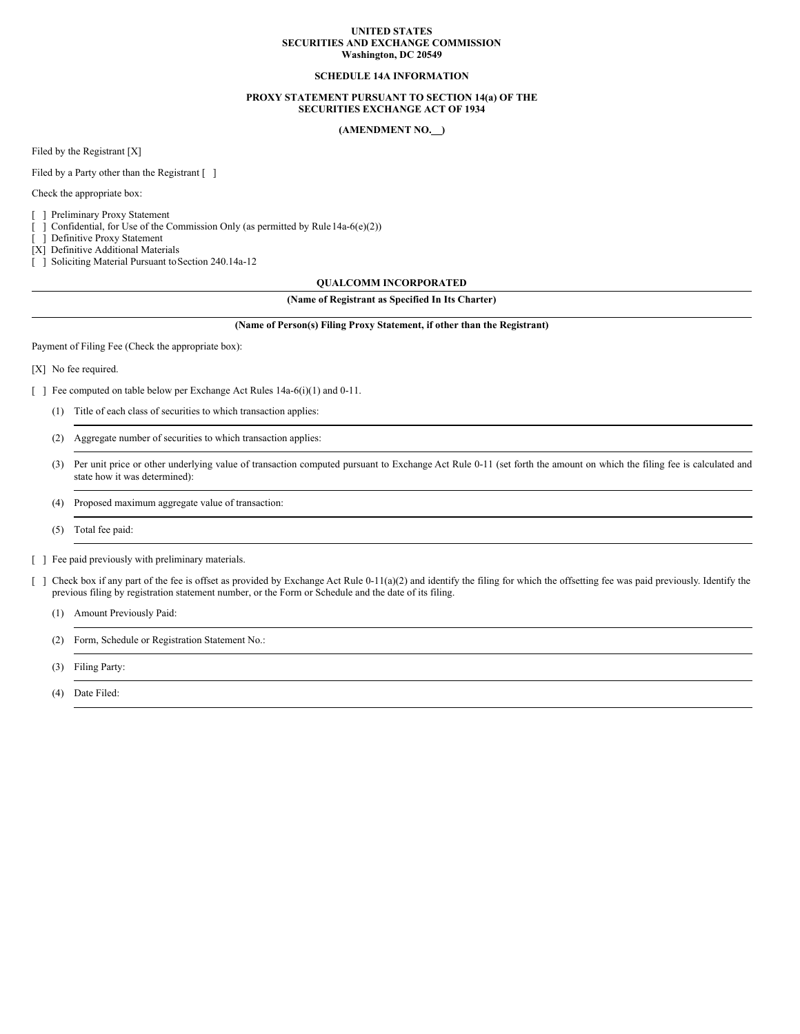**UNITED STATES**
**SECURITIES AND EXCHANGE COMMISSION**
**Washington, DC 20549**

**SCHEDULE 14A INFORMATION**

**PROXY STATEMENT PURSUANT TO SECTION 14(a) OF THE SECURITIES EXCHANGE ACT OF 1934**

**(AMENDMENT NO. __)**

Filed by the Registrant [X]

Filed by a Party other than the Registrant [ ]

Check the appropriate box:

[ ] Preliminary Proxy Statement
[ ] Confidential, for Use of the Commission Only (as permitted by Rule 14a-6(e)(2))
[ ] Definitive Proxy Statement
[X] Definitive Additional Materials
[ ] Soliciting Material Pursuant to Section 240.14a-12

**QUALCOMM INCORPORATED**

**(Name of Registrant as Specified In Its Charter)**

**(Name of Person(s) Filing Proxy Statement, if other than the Registrant)**

Payment of Filing Fee (Check the appropriate box):

[X] No fee required.

[ ] Fee computed on table below per Exchange Act Rules 14a-6(i)(1) and 0-11.

(1) Title of each class of securities to which transaction applies:

(2) Aggregate number of securities to which transaction applies:

(3) Per unit price or other underlying value of transaction computed pursuant to Exchange Act Rule 0-11 (set forth the amount on which the filing fee is calculated and state how it was determined):

(4) Proposed maximum aggregate value of transaction:

(5) Total fee paid:

[ ] Fee paid previously with preliminary materials.

[ ] Check box if any part of the fee is offset as provided by Exchange Act Rule 0-11(a)(2) and identify the filing for which the offsetting fee was paid previously. Identify the previous filing by registration statement number, or the Form or Schedule and the date of its filing.

(1) Amount Previously Paid:

(2) Form, Schedule or Registration Statement No.:

(3) Filing Party:

(4) Date Filed: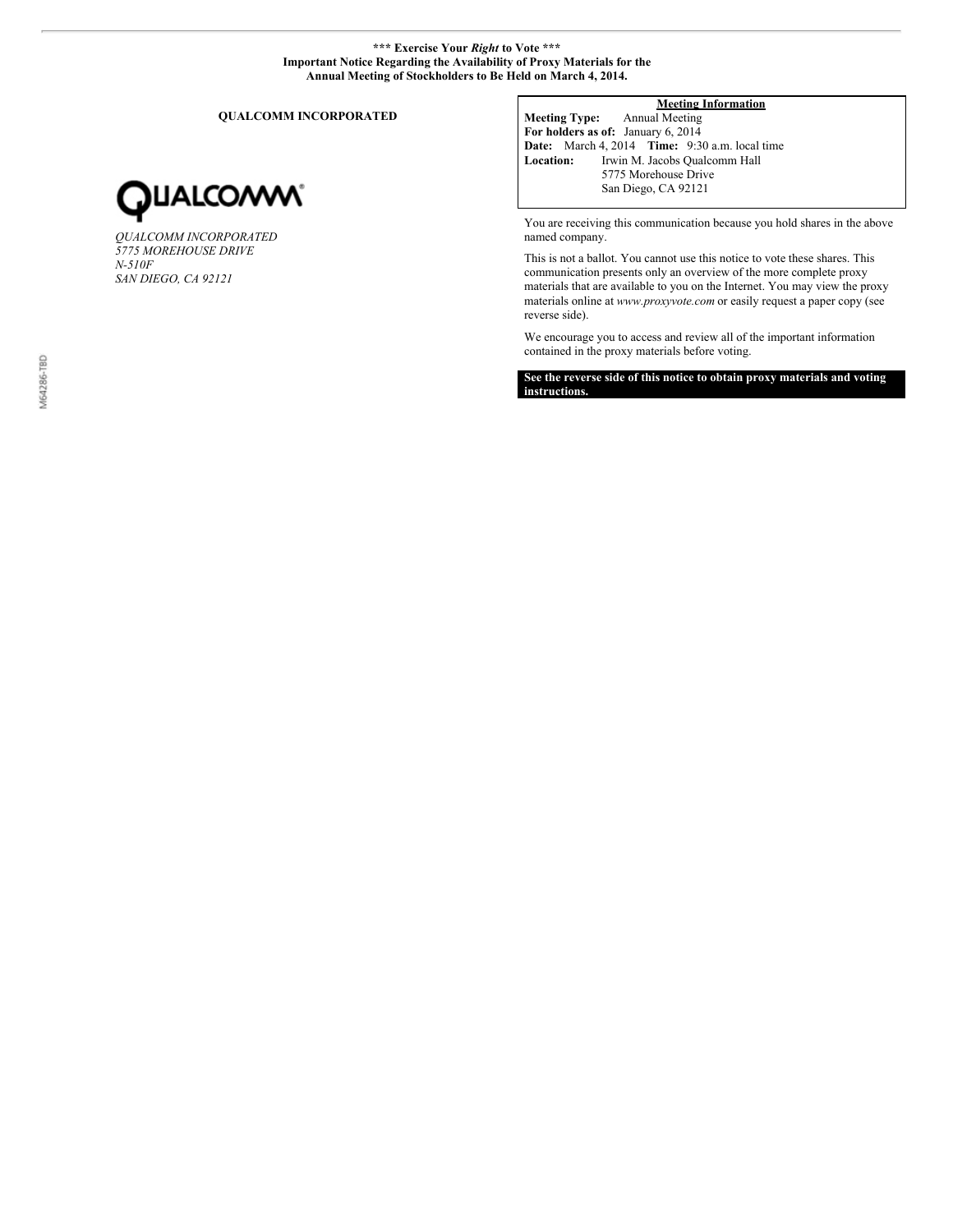**\*\*\* Exercise Your *Right* to Vote \*\*\***
**Important Notice Regarding the Availability of Proxy Materials for the Annual Meeting of Stockholders to Be Held on March 4, 2014.**

**QUALCOMM INCORPORATED**

*QUALCOMM INCORPORATED*
*5775 MOREHOUSE DRIVE*
*N-510F*
*SAN DIEGO, CA 92121*

**Meeting Information**

**Meeting Type:** Annual Meeting
**For holders as of:** January 6, 2014
**Date:** March 4, 2014 **Time:** 9:30 a.m. local time
**Location:** Irwin M. Jacobs Qualcomm Hall
5775 Morehouse Drive
San Diego, CA 92121

You are receiving this communication because you hold shares in the above named company.

This is not a ballot. You cannot use this notice to vote these shares. This communication presents only an overview of the more complete proxy materials that are available to you on the Internet. You may view the proxy materials online at *www.proxyvote.com* or easily request a paper copy (see reverse side).

We encourage you to access and review all of the important information contained in the proxy materials before voting.

**See the reverse side of this notice to obtain proxy materials and voting instructions.**

M64286-TBD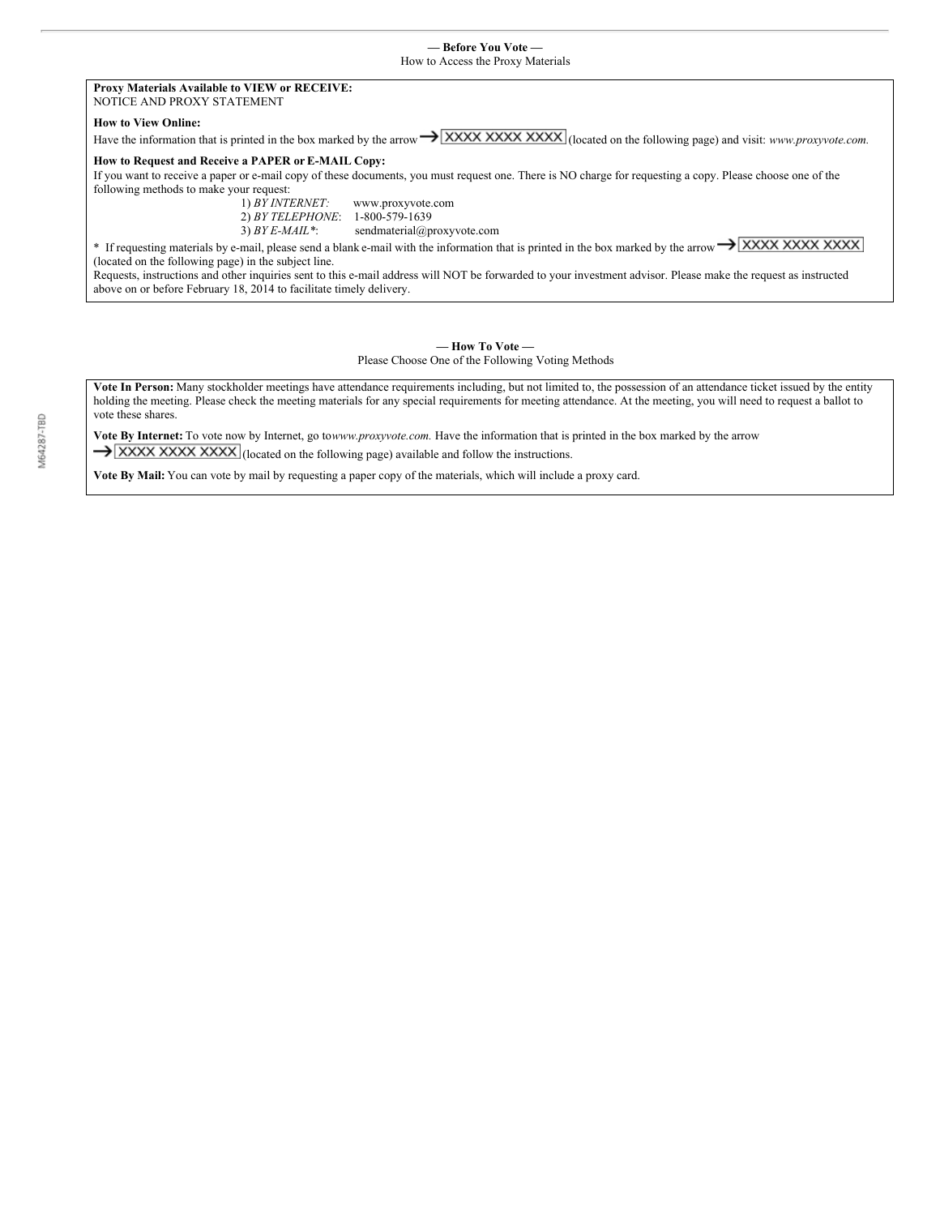**— Before You Vote —**

How to Access the Proxy Materials

**Proxy Materials Available to VIEW or RECEIVE:**

NOTICE AND PROXY STATEMENT

**How to View Online:**

Have the information that is printed in the box marked by the arrow → XXXX XXXX XXXX (located on the following page) and visit: *www.proxyvote.com.*

**How to Request and Receive a PAPER or E-MAIL Copy:**

If you want to receive a paper or e-mail copy of these documents, you must request one. There is NO charge for requesting a copy. Please choose one of the following methods to make your request:

1) *BY INTERNET:* www.proxyvote.com
2) *BY TELEPHONE*: 1-800-579-1639
3) *BY E-MAIL**: sendmaterial@proxyvote.com

* If requesting materials by e-mail, please send a blank e-mail with the information that is printed in the box marked by the arrow → XXXX XXXX XXXX (located on the following page) in the subject line.

Requests, instructions and other inquiries sent to this e-mail address will NOT be forwarded to your investment advisor. Please make the request as instructed above on or before February 18, 2014 to facilitate timely delivery.

**— How To Vote —**

Please Choose One of the Following Voting Methods

**Vote In Person:** Many stockholder meetings have attendance requirements including, but not limited to, the possession of an attendance ticket issued by the entity holding the meeting. Please check the meeting materials for any special requirements for meeting attendance. At the meeting, you will need to request a ballot to vote these shares.

**Vote By Internet:** To vote now by Internet, go to *www.proxyvote.com.* Have the information that is printed in the box marked by the arrow → XXXX XXXX XXXX (located on the following page) available and follow the instructions.

**Vote By Mail:** You can vote by mail by requesting a paper copy of the materials, which will include a proxy card.

M64287-TBD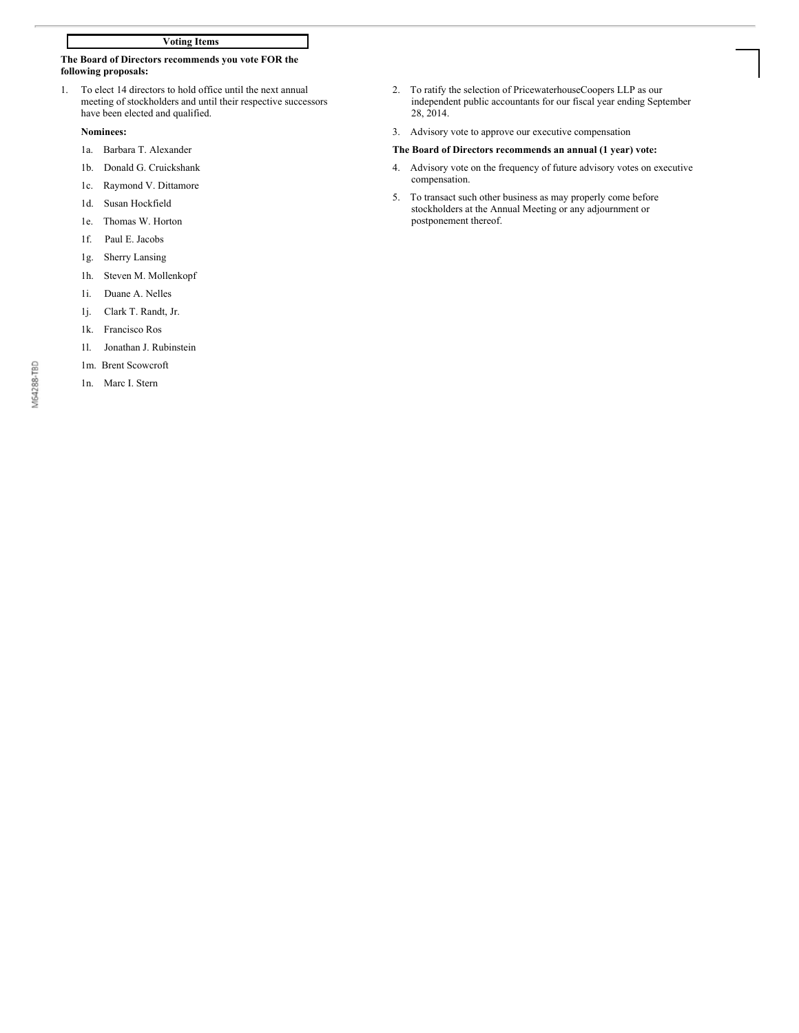## Voting Items

**The Board of Directors recommends you vote FOR the following proposals:**

1. To elect 14 directors to hold office until the next annual meeting of stockholders and until their respective successors have been elected and qualified.

   **Nominees:**

   1a. Barbara T. Alexander

   1b. Donald G. Cruickshank

   1c. Raymond V. Dittamore

   1d. Susan Hockfield

   1e. Thomas W. Horton

   1f. Paul E. Jacobs

   1g. Sherry Lansing

   1h. Steven M. Mollenkopf

   1i. Duane A. Nelles

   1j. Clark T. Randt, Jr.

   1k. Francisco Ros

   1l. Jonathan J. Rubinstein

   1m. Brent Scowcroft

   1n. Marc I. Stern

2. To ratify the selection of PricewaterhouseCoopers LLP as our independent public accountants for our fiscal year ending September 28, 2014.

3. Advisory vote to approve our executive compensation

**The Board of Directors recommends an annual (1 year) vote:**

4. Advisory vote on the frequency of future advisory votes on executive compensation.

5. To transact such other business as may properly come before stockholders at the Annual Meeting or any adjournment or postponement thereof.

M64288-TBD